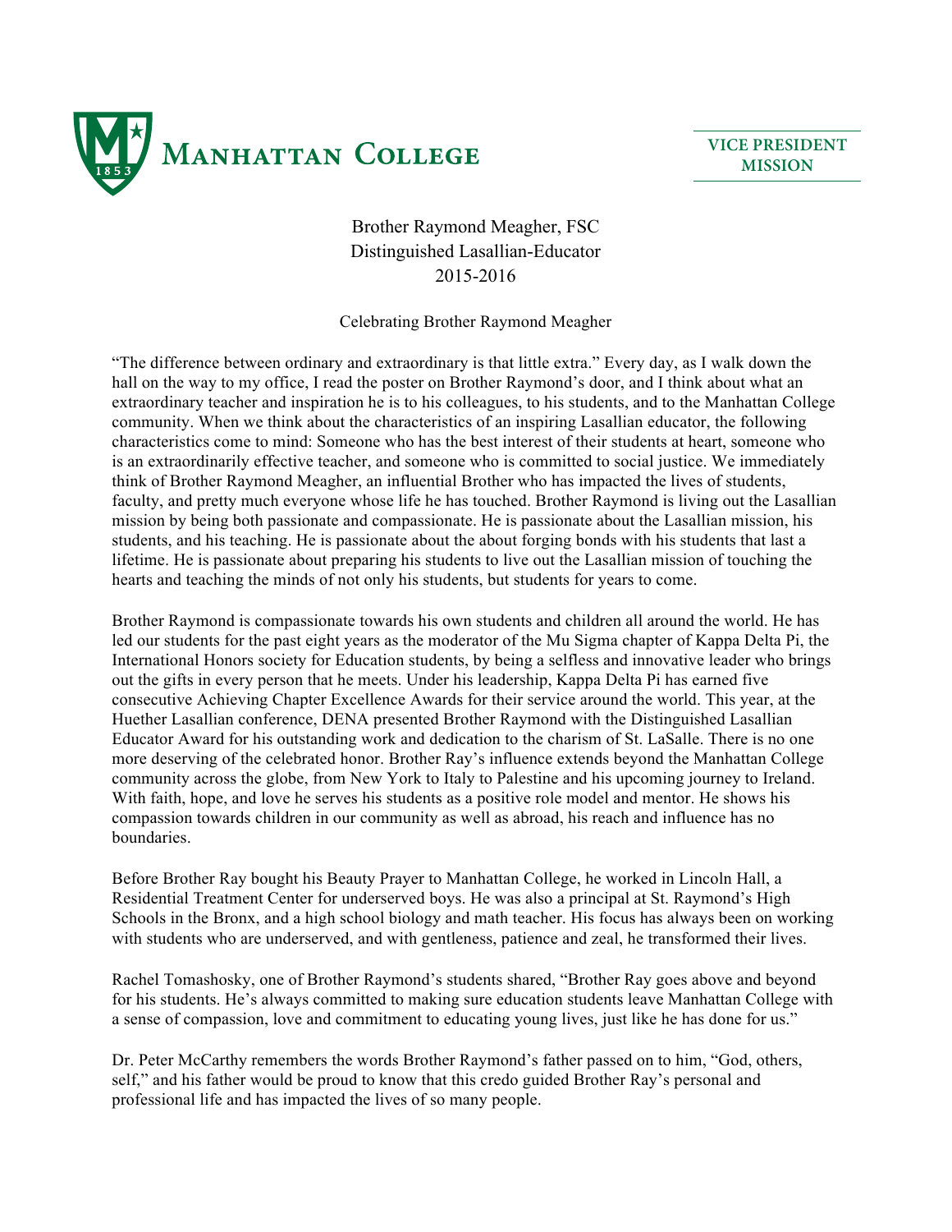MANHATTAN COLLEGE

VICE PRESIDENT
MISSION

Brother Raymond Meagher, FSC
Distinguished Lasallian-Educator
2015-2016

Celebrating Brother Raymond Meagher

"The difference between ordinary and extraordinary is that little extra." Every day, as I walk down the hall on the way to my office, I read the poster on Brother Raymond's door, and I think about what an extraordinary teacher and inspiration he is to his colleagues, to his students, and to the Manhattan College community. When we think about the characteristics of an inspiring Lasallian educator, the following characteristics come to mind: Someone who has the best interest of their students at heart, someone who is an extraordinarily effective teacher, and someone who is committed to social justice. We immediately think of Brother Raymond Meagher, an influential Brother who has impacted the lives of students, faculty, and pretty much everyone whose life he has touched. Brother Raymond is living out the Lasallian mission by being both passionate and compassionate. He is passionate about the Lasallian mission, his students, and his teaching. He is passionate about the about forging bonds with his students that last a lifetime. He is passionate about preparing his students to live out the Lasallian mission of touching the hearts and teaching the minds of not only his students, but students for years to come.

Brother Raymond is compassionate towards his own students and children all around the world. He has led our students for the past eight years as the moderator of the Mu Sigma chapter of Kappa Delta Pi, the International Honors society for Education students, by being a selfless and innovative leader who brings out the gifts in every person that he meets. Under his leadership, Kappa Delta Pi has earned five consecutive Achieving Chapter Excellence Awards for their service around the world. This year, at the Huether Lasallian conference, DENA presented Brother Raymond with the Distinguished Lasallian Educator Award for his outstanding work and dedication to the charism of St. LaSalle. There is no one more deserving of the celebrated honor. Brother Ray's influence extends beyond the Manhattan College community across the globe, from New York to Italy to Palestine and his upcoming journey to Ireland. With faith, hope, and love he serves his students as a positive role model and mentor. He shows his compassion towards children in our community as well as abroad, his reach and influence has no boundaries.

Before Brother Ray bought his Beauty Prayer to Manhattan College, he worked in Lincoln Hall, a Residential Treatment Center for underserved boys. He was also a principal at St. Raymond's High Schools in the Bronx, and a high school biology and math teacher. His focus has always been on working with students who are underserved, and with gentleness, patience and zeal, he transformed their lives.

Rachel Tomashosky, one of Brother Raymond's students shared, "Brother Ray goes above and beyond for his students. He's always committed to making sure education students leave Manhattan College with a sense of compassion, love and commitment to educating young lives, just like he has done for us."

Dr. Peter McCarthy remembers the words Brother Raymond's father passed on to him, "God, others, self," and his father would be proud to know that this credo guided Brother Ray's personal and professional life and has impacted the lives of so many people.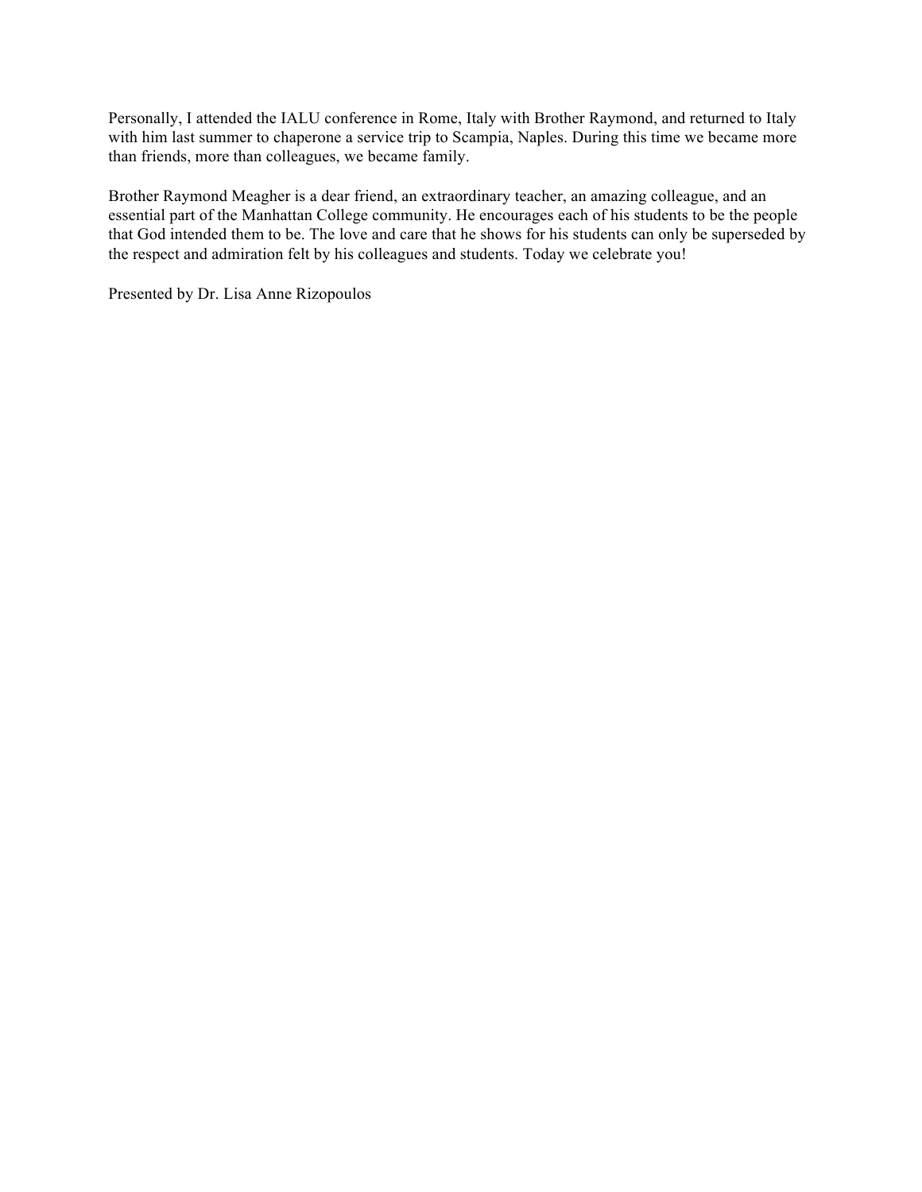Personally, I attended the IALU conference in Rome, Italy with Brother Raymond, and returned to Italy with him last summer to chaperone a service trip to Scampia, Naples. During this time we became more than friends, more than colleagues, we became family.

Brother Raymond Meagher is a dear friend, an extraordinary teacher, an amazing colleague, and an essential part of the Manhattan College community. He encourages each of his students to be the people that God intended them to be. The love and care that he shows for his students can only be superseded by the respect and admiration felt by his colleagues and students. Today we celebrate you!

Presented by Dr. Lisa Anne Rizopoulos